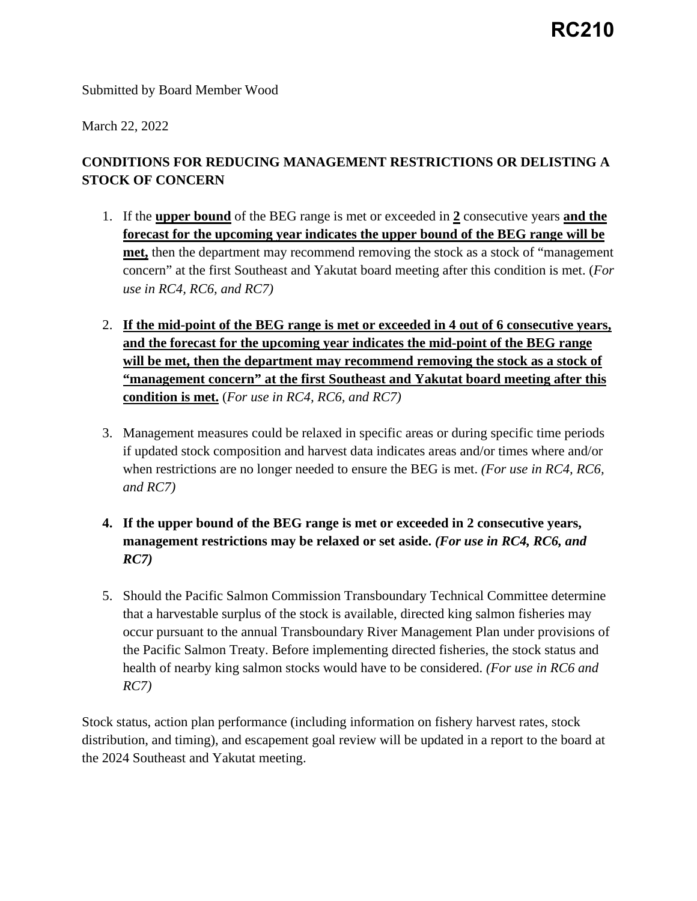# RC210

Submitted by Board Member Wood

March 22, 2022

**CONDITIONS FOR REDUCING MANAGEMENT RESTRICTIONS OR DELISTING A STOCK OF CONCERN**

1. If the **upper bound** of the BEG range is met or exceeded in **2** consecutive years **and the forecast for the upcoming year indicates the upper bound of the BEG range will be met,** then the department may recommend removing the stock as a stock of "management concern" at the first Southeast and Yakutat board meeting after this condition is met. (*For use in RC4, RC6, and RC7)*

2. **If the mid-point of the BEG range is met or exceeded in 4 out of 6 consecutive years, and the forecast for the upcoming year indicates the mid-point of the BEG range will be met, then the department may recommend removing the stock as a stock of "management concern" at the first Southeast and Yakutat board meeting after this condition is met.** (*For use in RC4, RC6, and RC7)*

3. Management measures could be relaxed in specific areas or during specific time periods if updated stock composition and harvest data indicates areas and/or times where and/or when restrictions are no longer needed to ensure the BEG is met. *(For use in RC4, RC6, and RC7)*

4. **If the upper bound of the BEG range is met or exceeded in 2 consecutive years, management restrictions may be relaxed or set aside.** ***(For use in RC4, RC6, and RC7)***

5. Should the Pacific Salmon Commission Transboundary Technical Committee determine that a harvestable surplus of the stock is available, directed king salmon fisheries may occur pursuant to the annual Transboundary River Management Plan under provisions of the Pacific Salmon Treaty. Before implementing directed fisheries, the stock status and health of nearby king salmon stocks would have to be considered. *(For use in RC6 and RC7)*

Stock status, action plan performance (including information on fishery harvest rates, stock distribution, and timing), and escapement goal review will be updated in a report to the board at the 2024 Southeast and Yakutat meeting.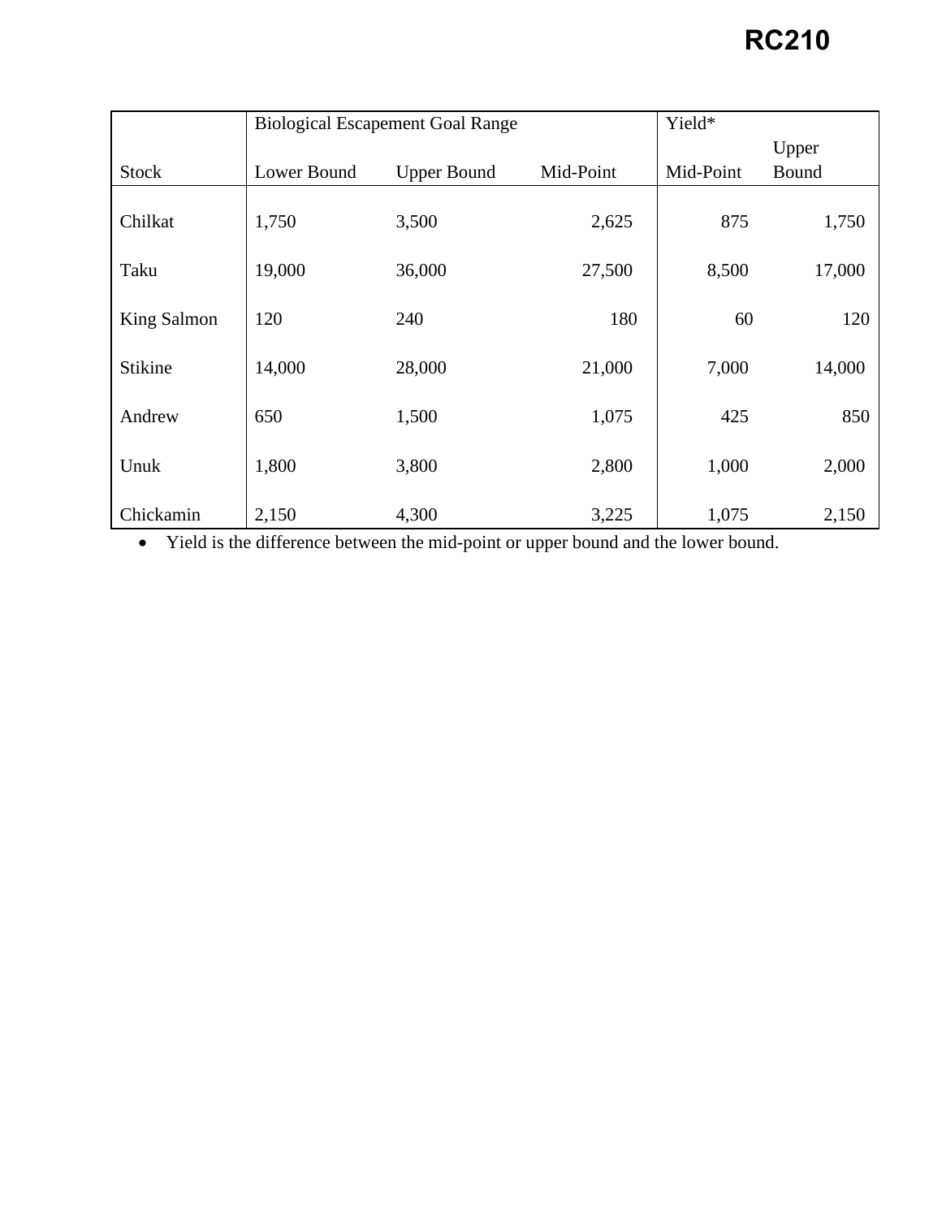| Stock | Biological Escapement Goal Range | | | Yield* | |
|---|---|---|---|---|---|
| | Lower Bound | Upper Bound | Mid-Point | Mid-Point | Upper Bound |
| Chilkat | 1,750 | 3,500 | 2,625 | 875 | 1,750 |
| Taku | 19,000 | 36,000 | 27,500 | 8,500 | 17,000 |
| King Salmon | 120 | 240 | 180 | 60 | 120 |
| Stikine | 14,000 | 28,000 | 21,000 | 7,000 | 14,000 |
| Andrew | 650 | 1,500 | 1,075 | 425 | 850 |
| Unuk | 1,800 | 3,800 | 2,800 | 1,000 | 2,000 |
| Chickamin | 2,150 | 4,300 | 3,225 | 1,075 | 2,150 |

- Yield is the difference between the mid-point or upper bound and the lower bound.